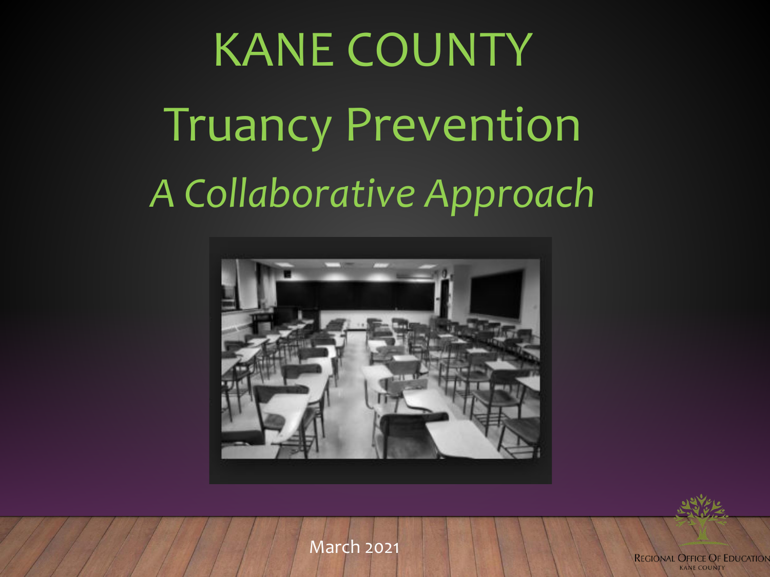# KANE COUNTY

# Truancy Prevention

## *A Collaborative Approach*

March 2021

Regional Office Of Education
Kane County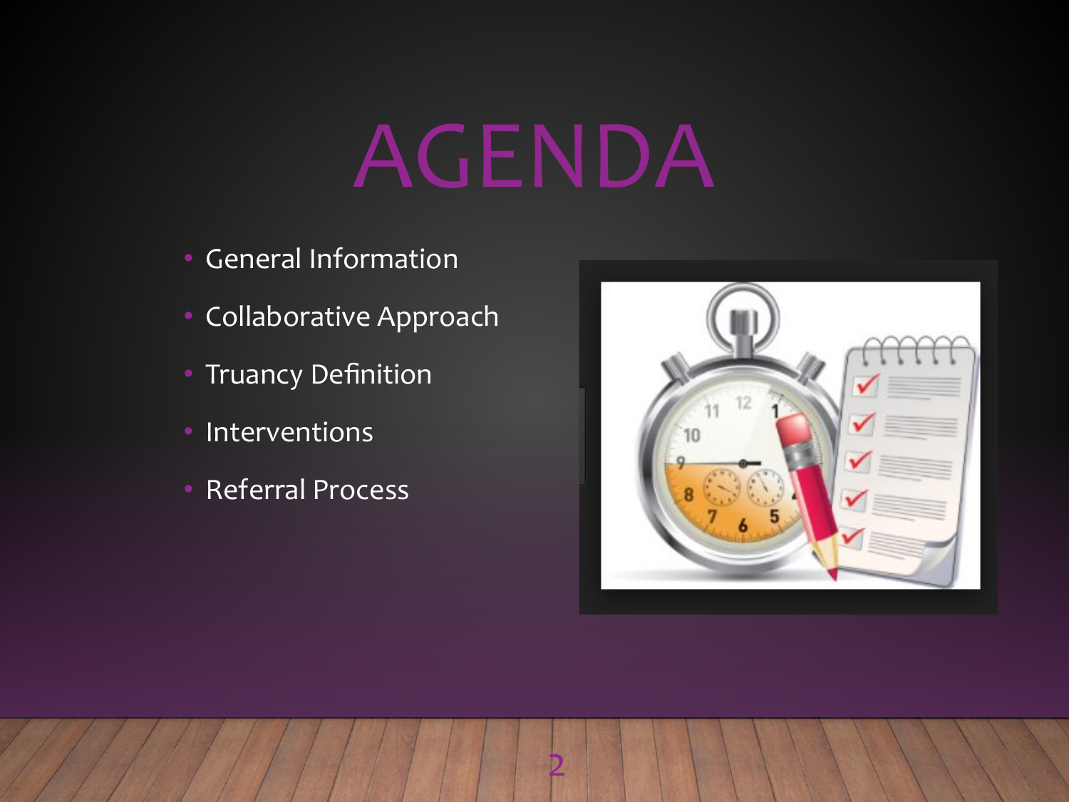# AGENDA

- General Information
- Collaborative Approach
- Truancy Definition
- Interventions
- Referral Process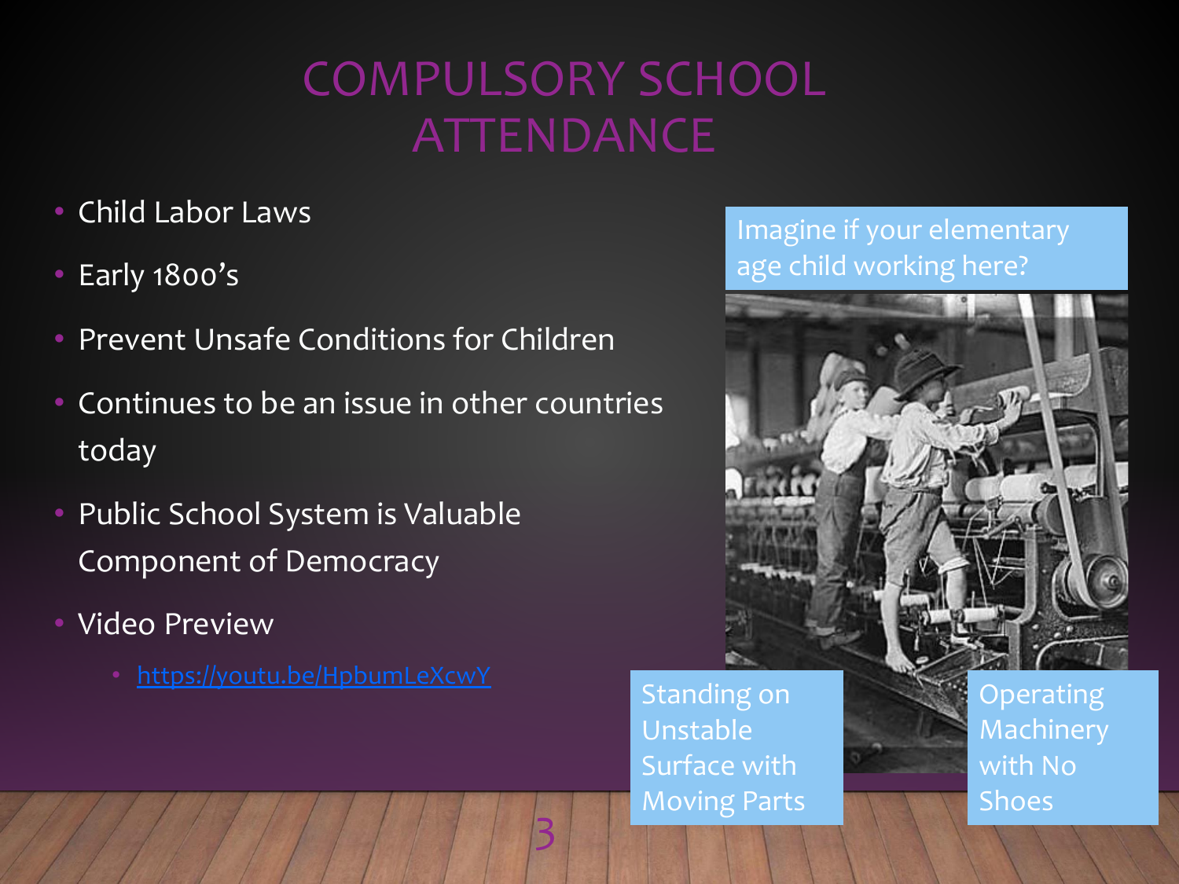# COMPULSORY SCHOOL ATTENDANCE

- Child Labor Laws
- Early 1800's
- Prevent Unsafe Conditions for Children
- Continues to be an issue in other countries today
- Public School System is Valuable Component of Democracy
- Video Preview
  - https://youtu.be/HpbumLeXcwY

Imagine if your elementary age child working here?

Standing on Unstable Surface with Moving Parts

Operating Machinery with No Shoes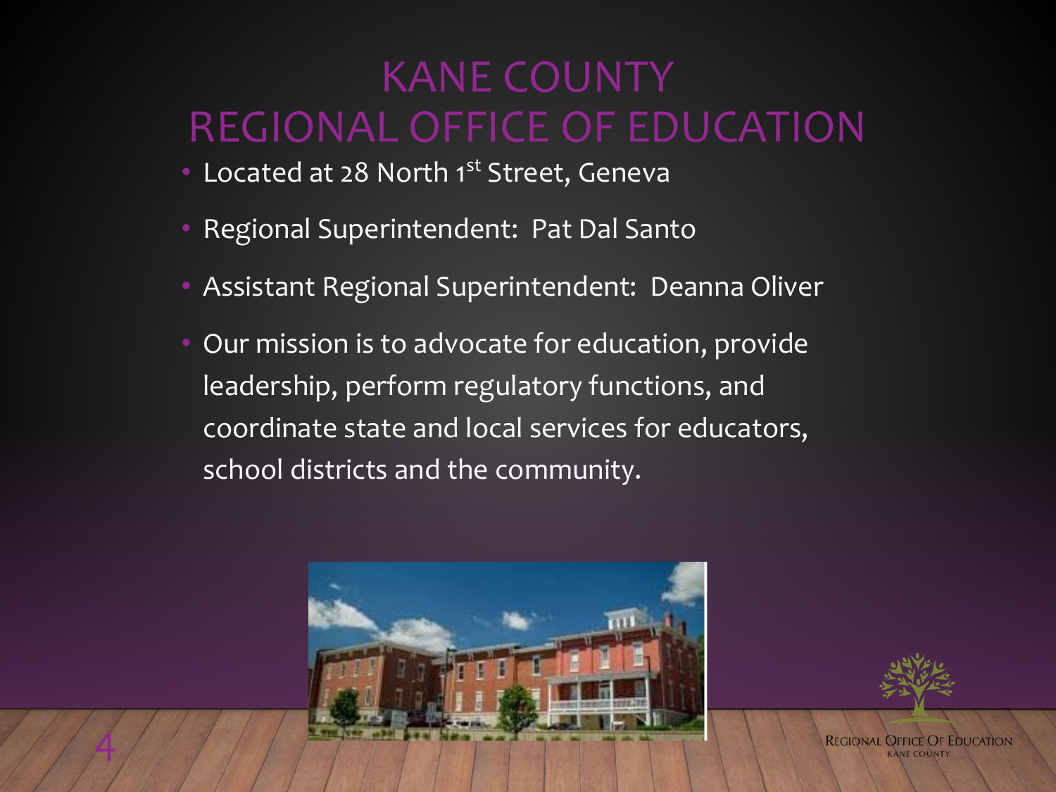# KANE COUNTY REGIONAL OFFICE OF EDUCATION

- Located at 28 North 1st Street, Geneva
- Regional Superintendent: Pat Dal Santo
- Assistant Regional Superintendent: Deanna Oliver
- Our mission is to advocate for education, provide leadership, perform regulatory functions, and coordinate state and local services for educators, school districts and the community.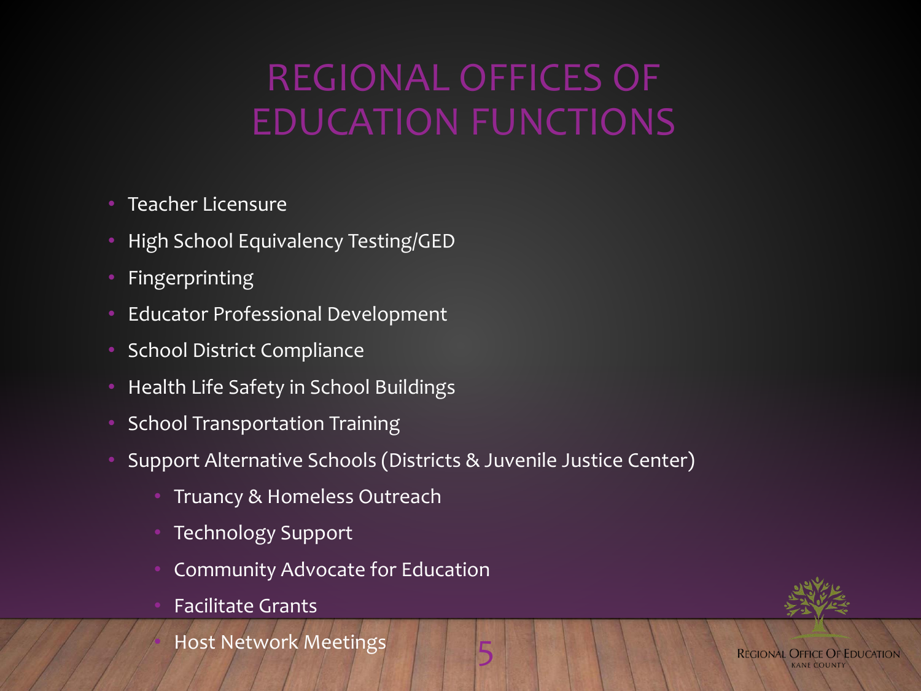# REGIONAL OFFICES OF EDUCATION FUNCTIONS

- Teacher Licensure
- High School Equivalency Testing/GED
- Fingerprinting
- Educator Professional Development
- School District Compliance
- Health Life Safety in School Buildings
- School Transportation Training
- Support Alternative Schools (Districts & Juvenile Justice Center)
  - Truancy & Homeless Outreach
  - Technology Support
  - Community Advocate for Education
  - Facilitate Grants
  - Host Network Meetings

REGIONAL OFFICE OF EDUCATION
KANE COUNTY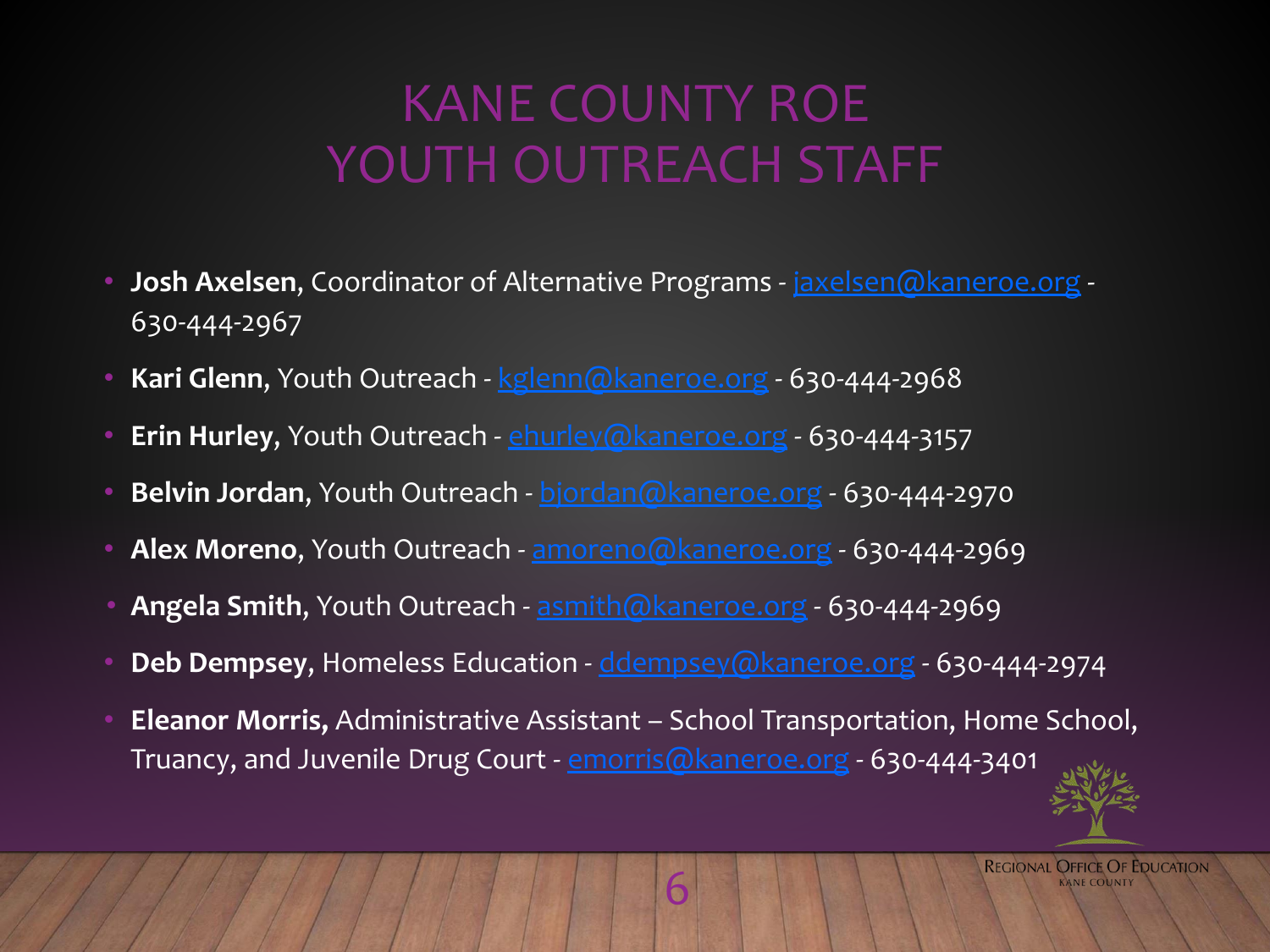# KANE COUNTY ROE YOUTH OUTREACH STAFF

- **Josh Axelsen**, Coordinator of Alternative Programs - jaxelsen@kaneroe.org - 630-444-2967
- **Kari Glenn**, Youth Outreach - kglenn@kaneroe.org - 630-444-2968
- **Erin Hurley**, Youth Outreach - ehurley@kaneroe.org - 630-444-3157
- **Belvin Jordan**, Youth Outreach - bjordan@kaneroe.org - 630-444-2970
- **Alex Moreno**, Youth Outreach - amoreno@kaneroe.org - 630-444-2969
- **Angela Smith**, Youth Outreach - asmith@kaneroe.org - 630-444-2969
- **Deb Dempsey**, Homeless Education - ddempsey@kaneroe.org - 630-444-2974
- **Eleanor Morris,** Administrative Assistant – School Transportation, Home School, Truancy, and Juvenile Drug Court - emorris@kaneroe.org - 630-444-3401

REGIONAL OFFICE OF EDUCATION
KANE COUNTY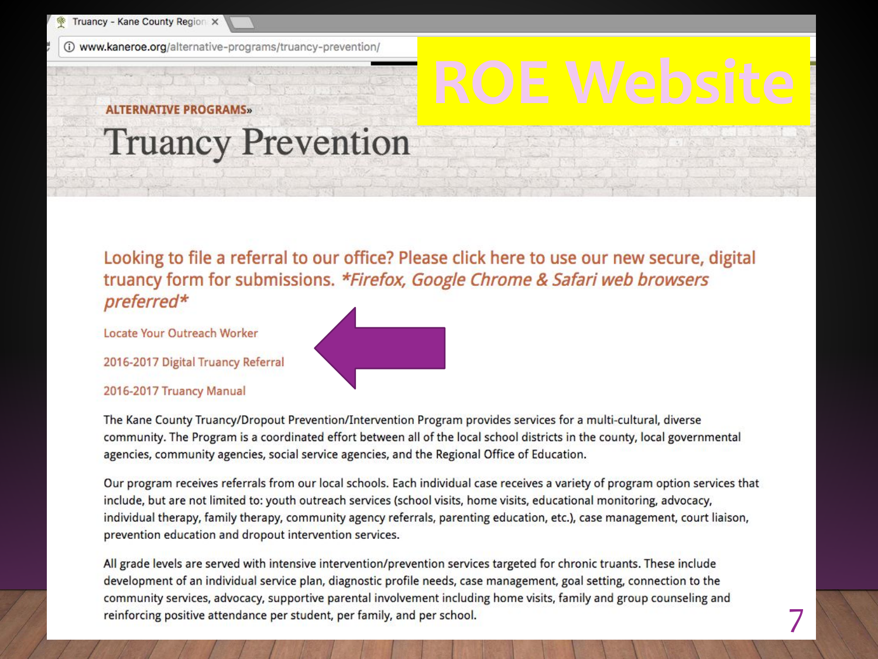# ROE Website

www.kaneroe.org/alternative-programs/truancy-prevention/

ALTERNATIVE PROGRAMS»

## Truancy Prevention

Looking to file a referral to our office? Please click here to use our new secure, digital truancy form for submissions. *Firefox, Google Chrome & Safari web browsers preferred*

Locate Your Outreach Worker

2016-2017 Digital Truancy Referral

2016-2017 Truancy Manual

The Kane County Truancy/Dropout Prevention/Intervention Program provides services for a multi-cultural, diverse community. The Program is a coordinated effort between all of the local school districts in the county, local governmental agencies, community agencies, social service agencies, and the Regional Office of Education.

Our program receives referrals from our local schools. Each individual case receives a variety of program option services that include, but are not limited to: youth outreach services (school visits, home visits, educational monitoring, advocacy, individual therapy, family therapy, community agency referrals, parenting education, etc.), case management, court liaison, prevention education and dropout intervention services.

All grade levels are served with intensive intervention/prevention services targeted for chronic truants. These include development of an individual service plan, diagnostic profile needs, case management, goal setting, connection to the community services, advocacy, supportive parental involvement including home visits, family and group counseling and reinforcing positive attendance per student, per family, and per school.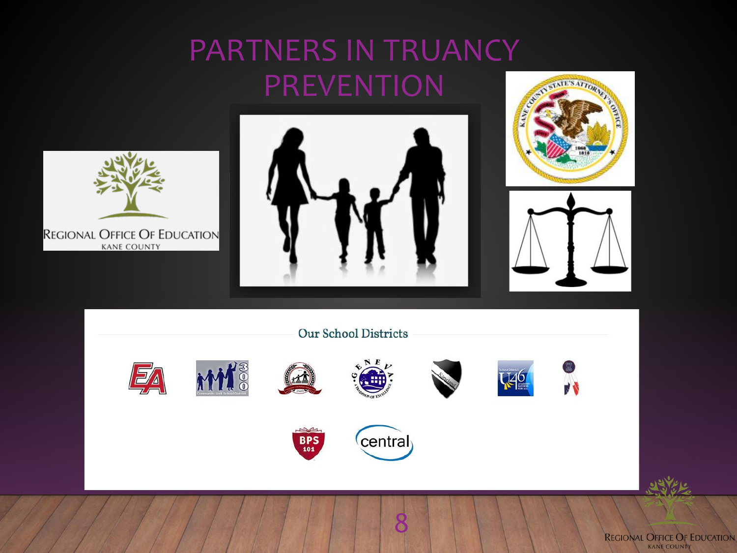# PARTNERS IN TRUANCY PREVENTION

REGIONAL OFFICE OF EDUCATION
KANE COUNTY

Our School Districts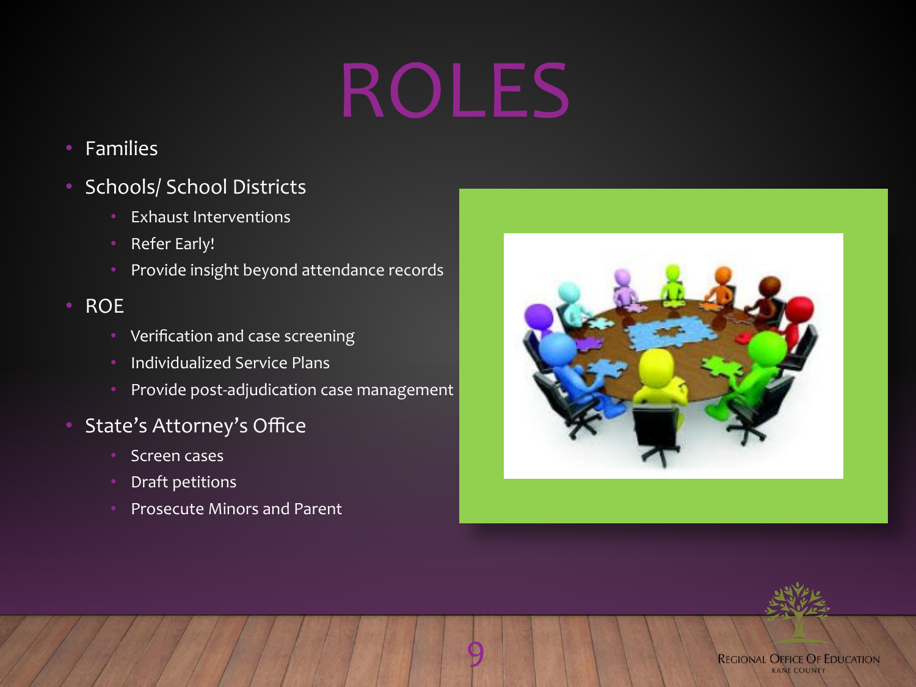# ROLES

- Families
- Schools/ School Districts
  - Exhaust Interventions
  - Refer Early!
  - Provide insight beyond attendance records
- ROE
  - Verification and case screening
  - Individualized Service Plans
  - Provide post-adjudication case management
- State's Attorney's Office
  - Screen cases
  - Draft petitions
  - Prosecute Minors and Parent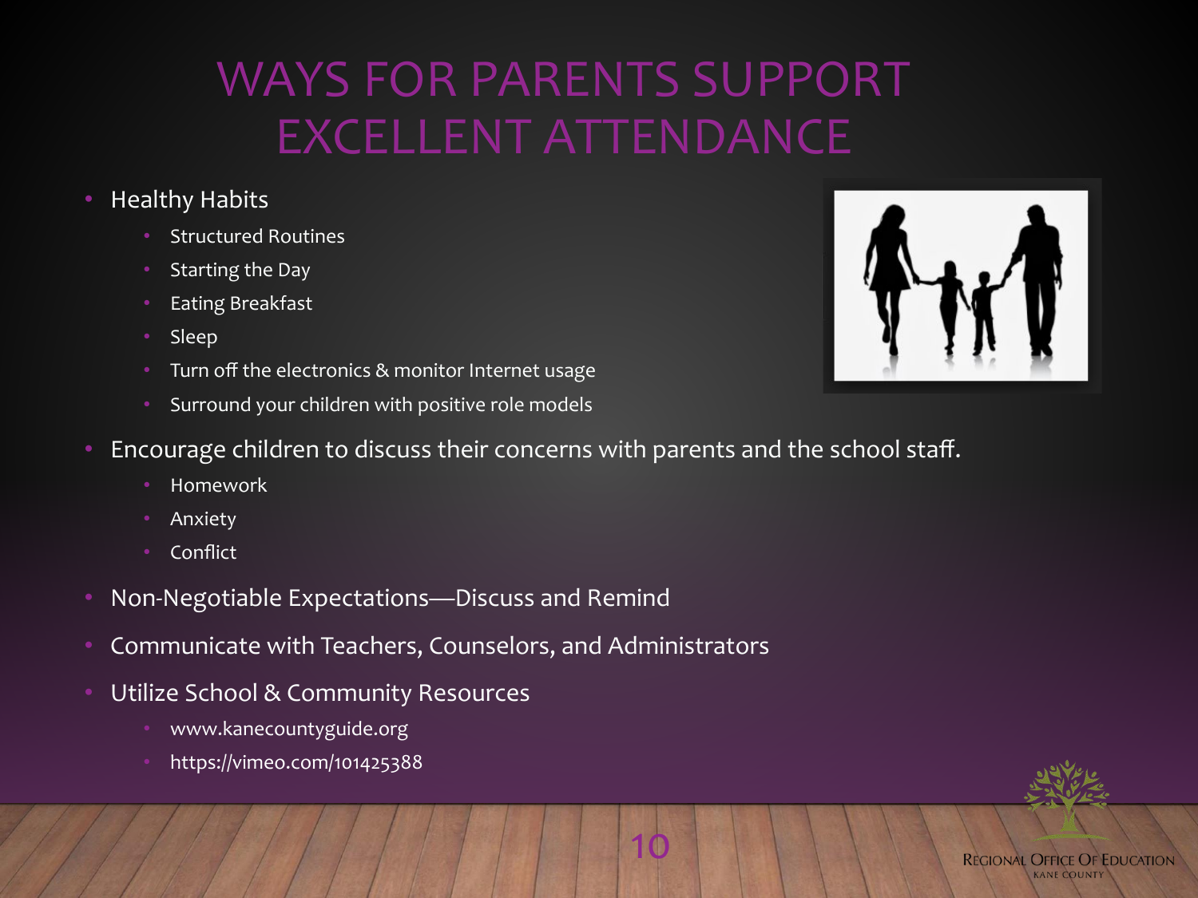# WAYS FOR PARENTS SUPPORT EXCELLENT ATTENDANCE

- Healthy Habits
  - Structured Routines
  - Starting the Day
  - Eating Breakfast
  - Sleep
  - Turn off the electronics & monitor Internet usage
  - Surround your children with positive role models
- Encourage children to discuss their concerns with parents and the school staff.
  - Homework
  - Anxiety
  - Conflict
- Non-Negotiable Expectations—Discuss and Remind
- Communicate with Teachers, Counselors, and Administrators
- Utilize School & Community Resources
  - www.kanecountyguide.org
  - https://vimeo.com/101425388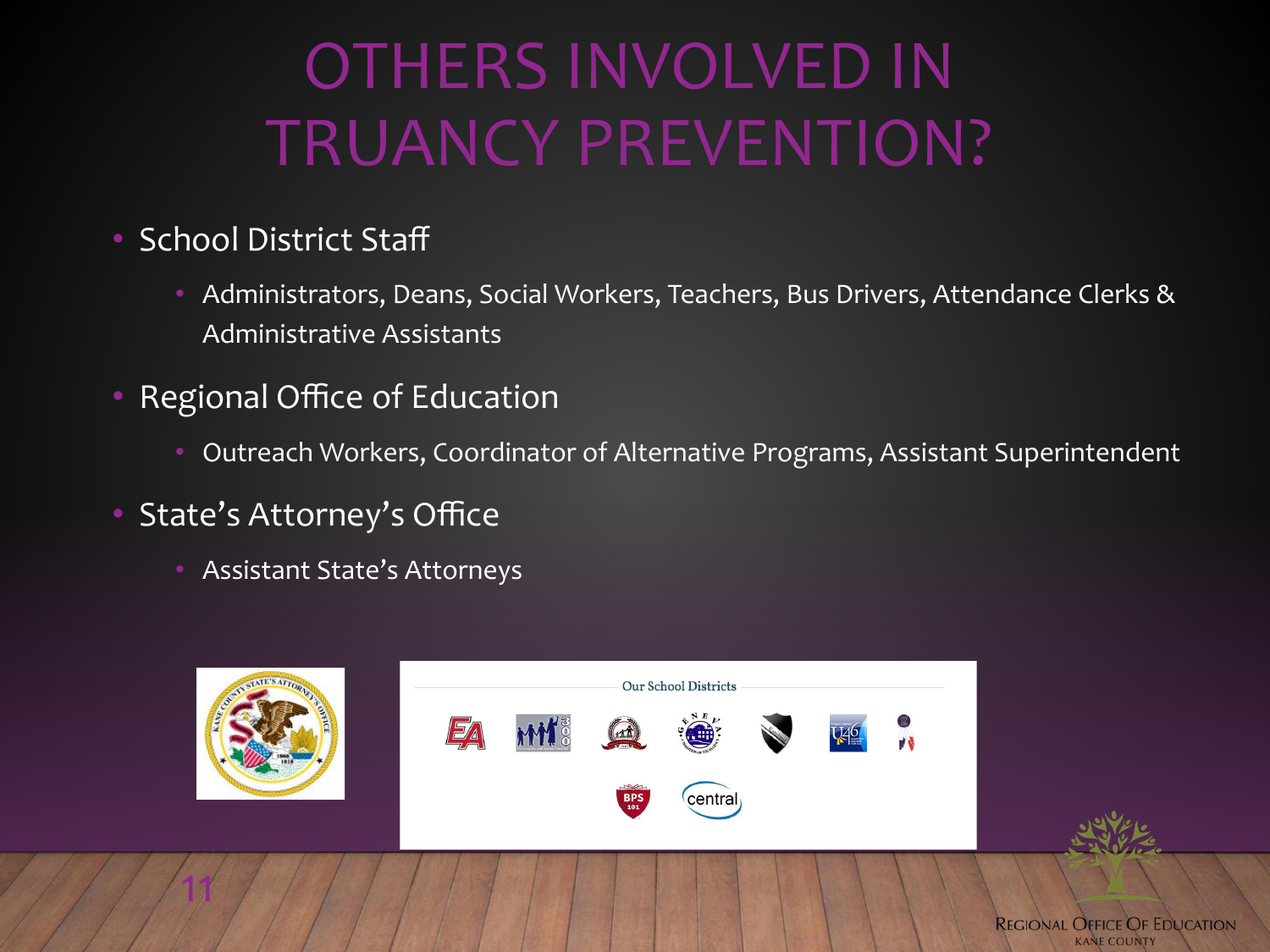# OTHERS INVOLVED IN TRUANCY PREVENTION?

- School District Staff
  - Administrators, Deans, Social Workers, Teachers, Bus Drivers, Attendance Clerks & Administrative Assistants
- Regional Office of Education
  - Outreach Workers, Coordinator of Alternative Programs, Assistant Superintendent
- State's Attorney's Office
  - Assistant State's Attorneys

Our School Districts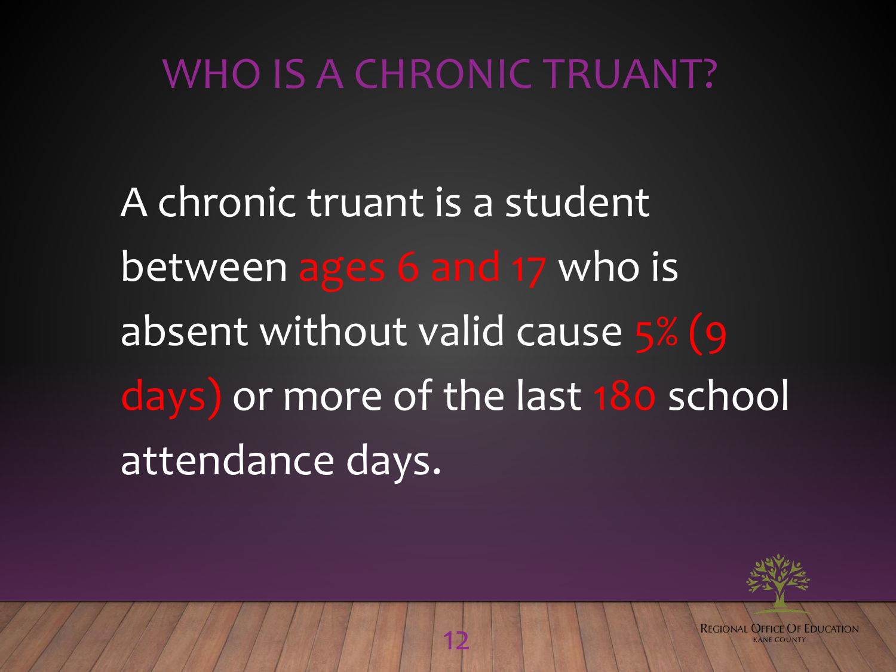# WHO IS A CHRONIC TRUANT?

A chronic truant is a student between ages 6 and 17 who is absent without valid cause 5% (9 days) or more of the last 180 school attendance days.

Regional Office Of Education
Kane County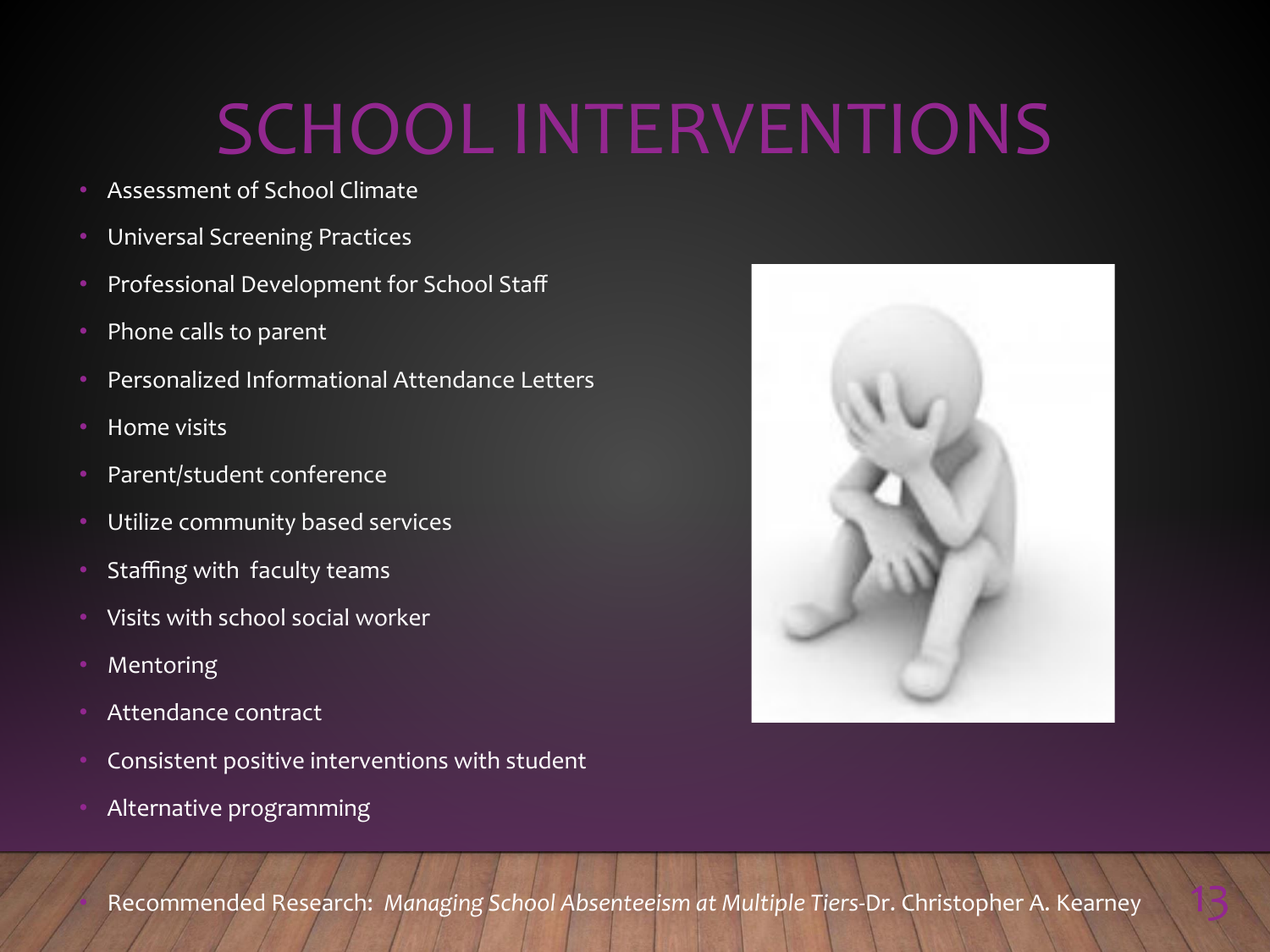# SCHOOL INTERVENTIONS

- Assessment of School Climate
- Universal Screening Practices
- Professional Development for School Staff
- Phone calls to parent
- Personalized Informational Attendance Letters
- Home visits
- Parent/student conference
- Utilize community based services
- Staffing with faculty teams
- Visits with school social worker
- Mentoring
- Attendance contract
- Consistent positive interventions with student
- Alternative programming

- Recommended Research: *Managing School Absenteeism at Multiple Tiers*-Dr. Christopher A. Kearney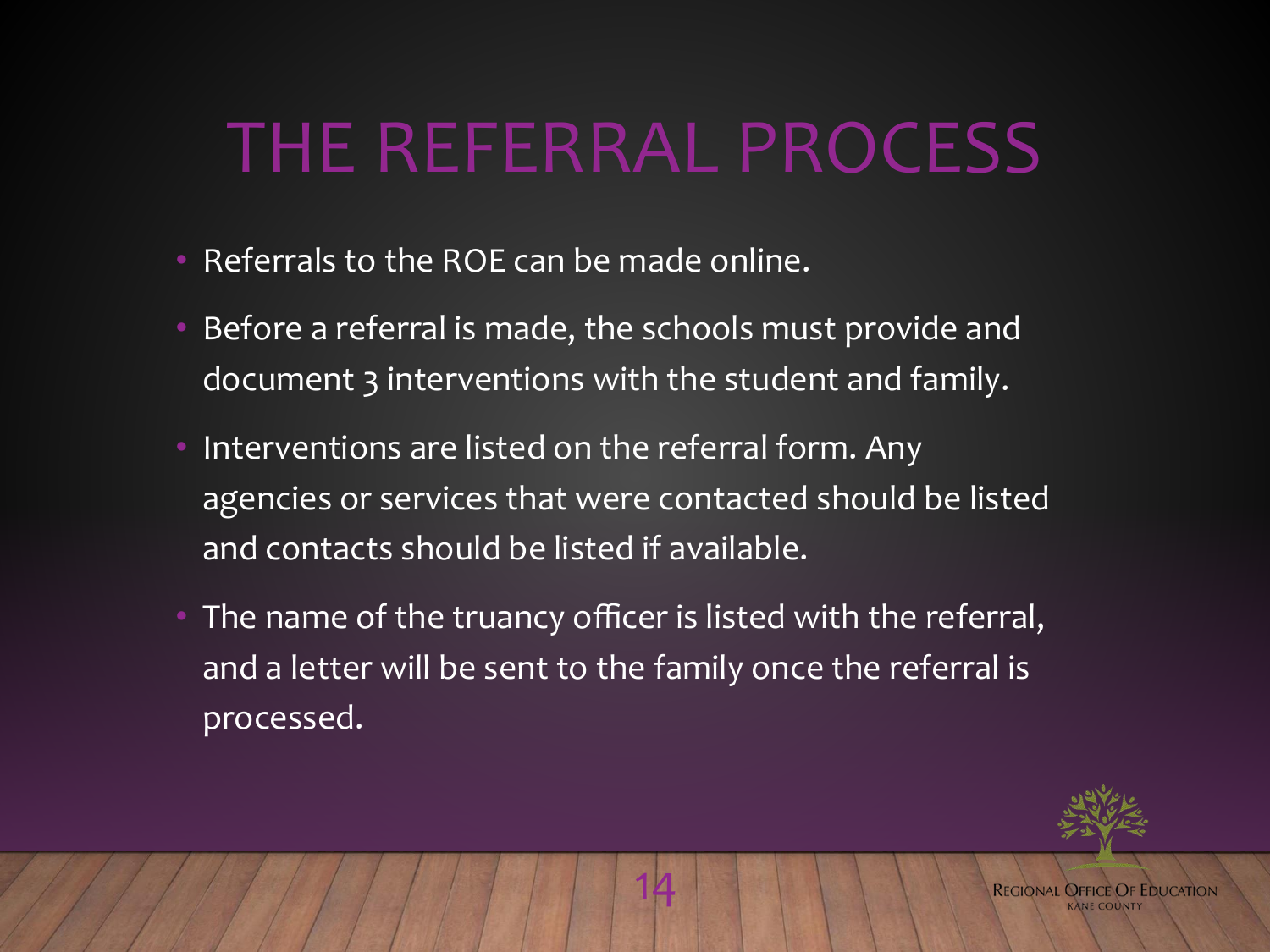# THE REFERRAL PROCESS

- Referrals to the ROE can be made online.
- Before a referral is made, the schools must provide and document 3 interventions with the student and family.
- Interventions are listed on the referral form. Any agencies or services that were contacted should be listed and contacts should be listed if available.
- The name of the truancy officer is listed with the referral, and a letter will be sent to the family once the referral is processed.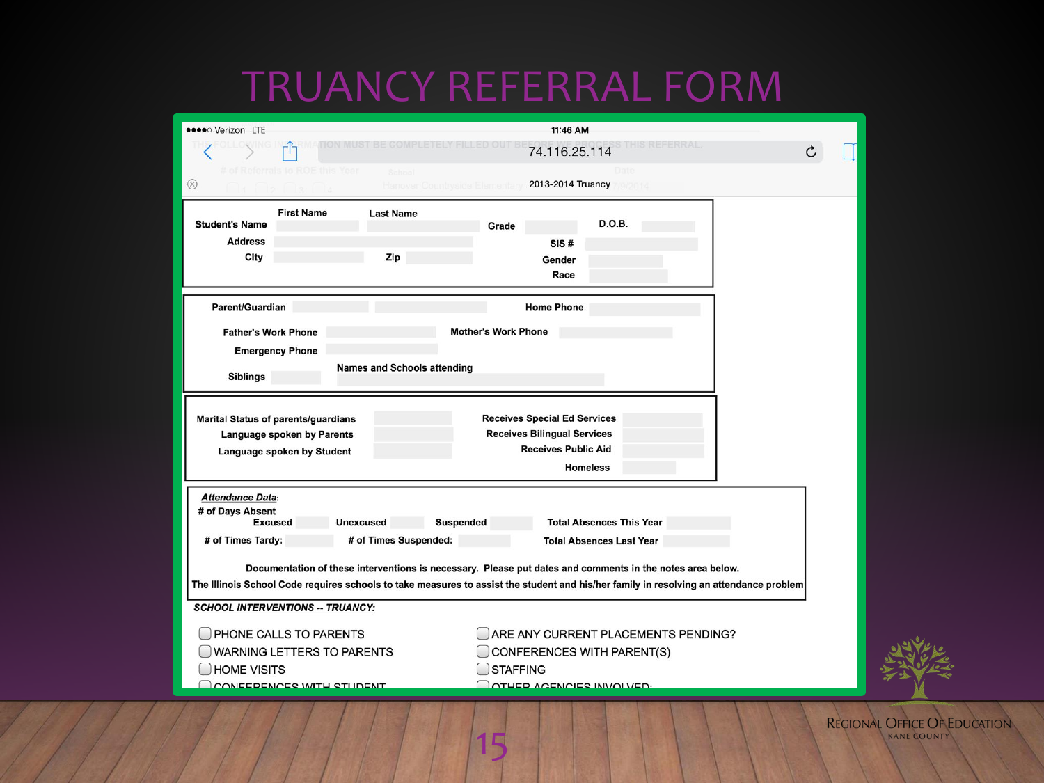# TRUANCY REFERRAL FORM

●●●●○ Verizon LTE 11:46 AM

74.116.25.114

2013-2014 Truancy

| | First Name | Last Name | | |
|---|---|---|---|---|
| Student's Name | | | Grade | D.O.B. |
| Address | | | SIS # | |
| City | | Zip | Gender | |
| | | | Race | |

| | | |
|---|---|---|
| Parent/Guardian | | Home Phone |
| Father's Work Phone | | Mother's Work Phone |
| Emergency Phone | | |
| Siblings | Names and Schools attending | |

| | |
|---|---|
| Marital Status of parents/guardians | Receives Special Ed Services |
| Language spoken by Parents | Receives Bilingual Services |
| Language spoken by Student | Receives Public Aid |
| | Homeless |

***Attendance Data***:

**# of Days Absent**

**Excused** | **Unexcused** | **Suspended** | **Total Absences This Year**

**# of Times Tardy:** | **# of Times Suspended:** | **Total Absences Last Year**

**Documentation of these interventions is necessary. Please put dates and comments in the notes area below.**

**The Illinois School Code requires schools to take measures to assist the student and his/her family in resolving an attendance problem**

***SCHOOL INTERVENTIONS -- TRUANCY:***

- ☐ PHONE CALLS TO PARENTS
- ☐ WARNING LETTERS TO PARENTS
- ☐ HOME VISITS
- ☐ CONFERENCES WITH STUDENT
- ☐ ARE ANY CURRENT PLACEMENTS PENDING?
- ☐ CONFERENCES WITH PARENT(S)
- ☐ STAFFING
- ☐ OTHER AGENCIES INVOLVED:

REGIONAL OFFICE OF EDUCATION
KANE COUNTY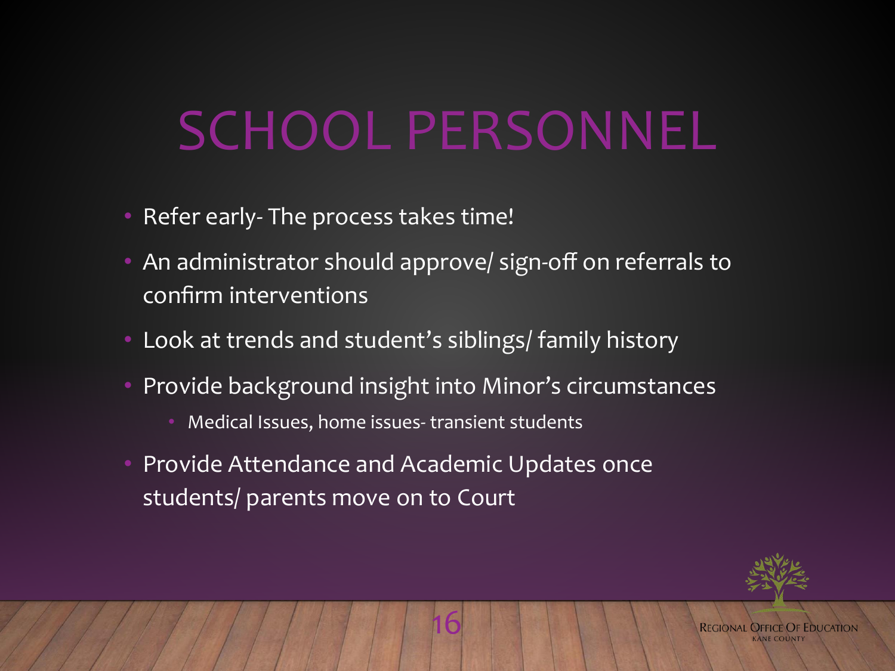# SCHOOL PERSONNEL

- Refer early- The process takes time!
- An administrator should approve/ sign-off on referrals to confirm interventions
- Look at trends and student's siblings/ family history
- Provide background insight into Minor's circumstances
  - Medical Issues, home issues- transient students
- Provide Attendance and Academic Updates once students/ parents move on to Court

Regional Office of Education
Kane County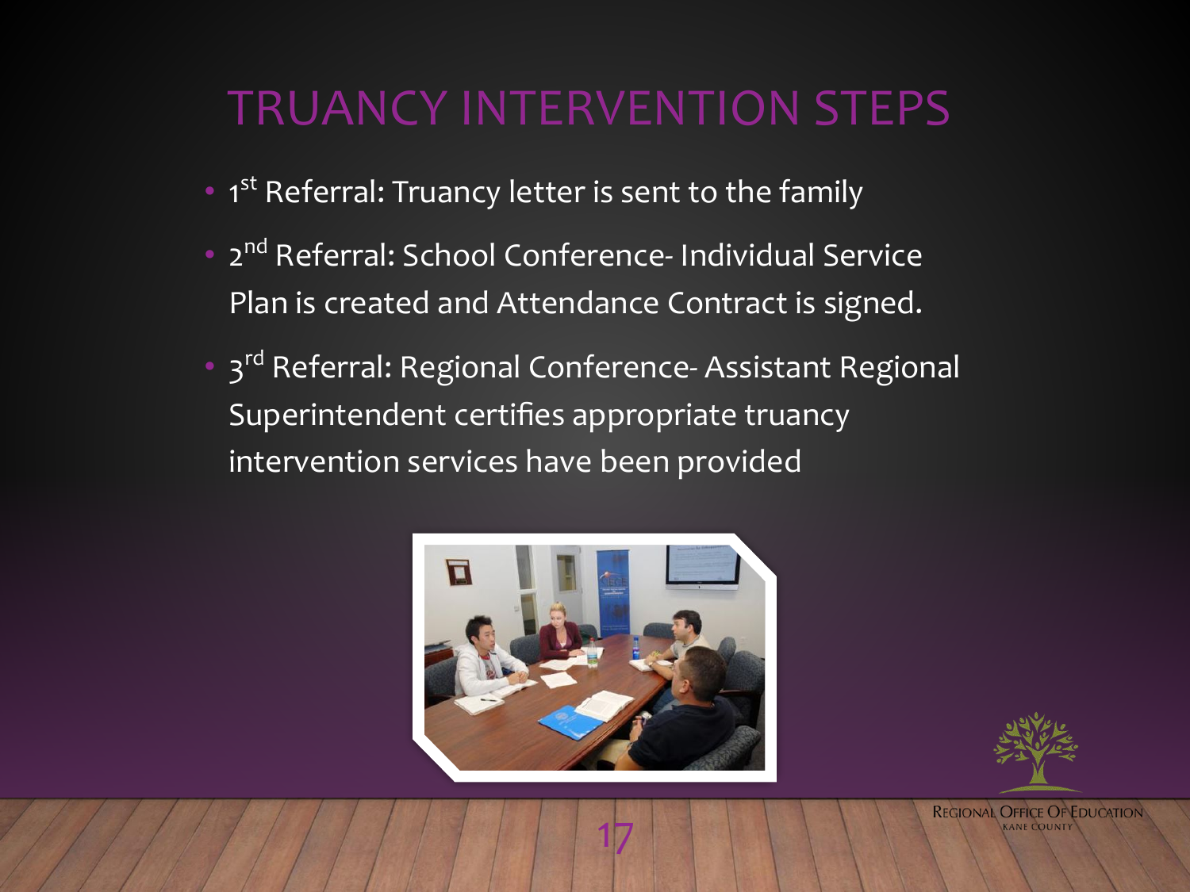# TRUANCY INTERVENTION STEPS

- 1st Referral: Truancy letter is sent to the family
- 2nd Referral: School Conference- Individual Service Plan is created and Attendance Contract is signed.
- 3rd Referral: Regional Conference- Assistant Regional Superintendent certifies appropriate truancy intervention services have been provided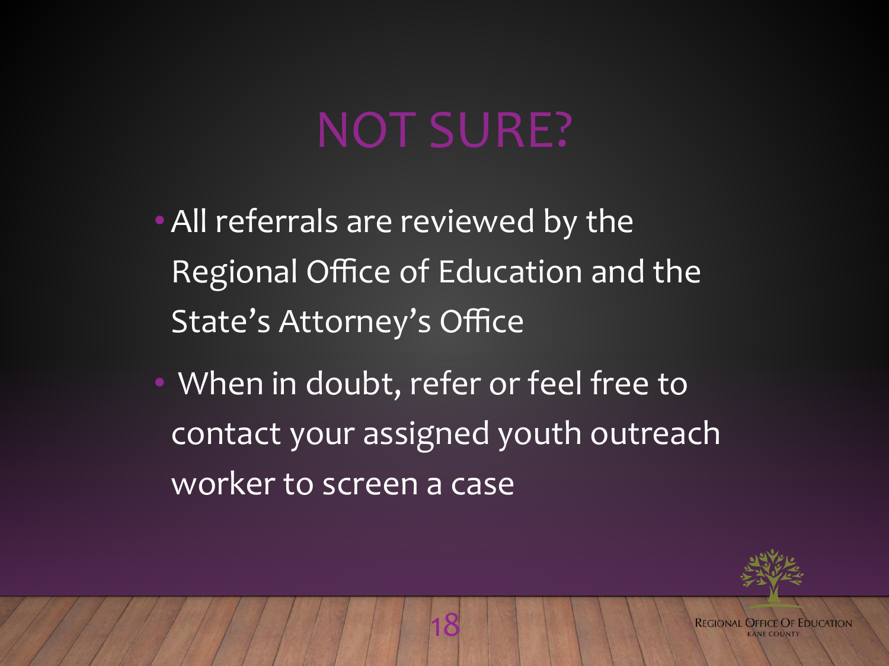# NOT SURE?

- All referrals are reviewed by the Regional Office of Education and the State's Attorney's Office
- When in doubt, refer or feel free to contact your assigned youth outreach worker to screen a case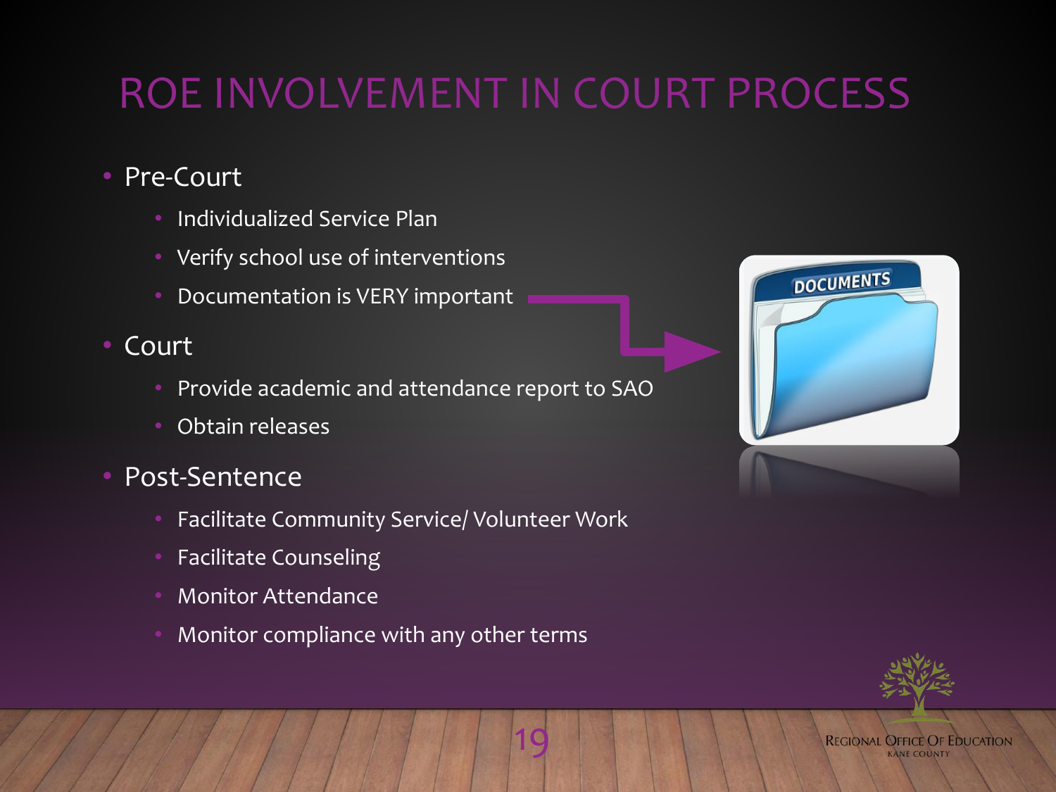# ROE INVOLVEMENT IN COURT PROCESS

- Pre-Court
  - Individualized Service Plan
  - Verify school use of interventions
  - Documentation is VERY important
- Court
  - Provide academic and attendance report to SAO
  - Obtain releases
- Post-Sentence
  - Facilitate Community Service/ Volunteer Work
  - Facilitate Counseling
  - Monitor Attendance
  - Monitor compliance with any other terms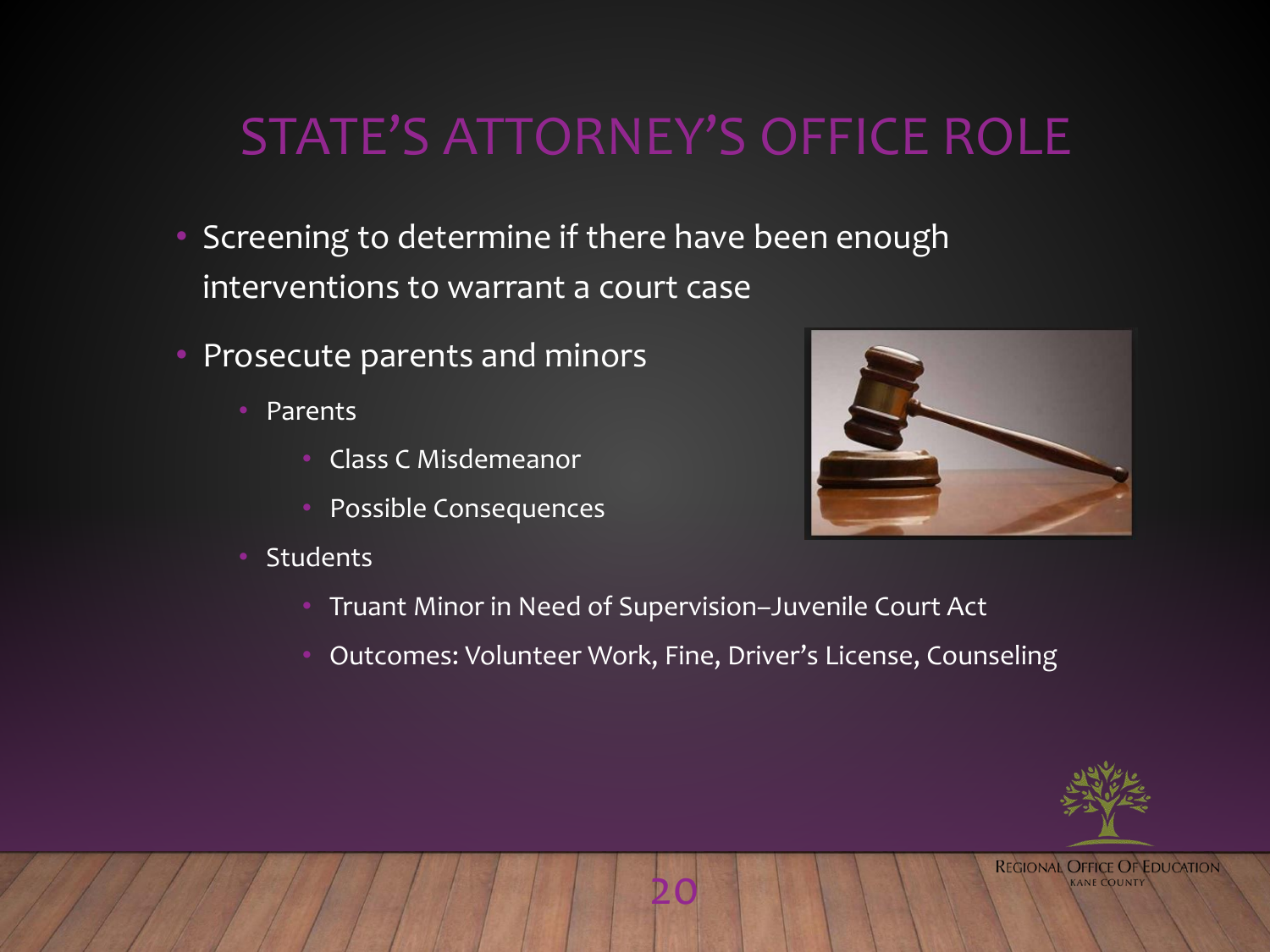# STATE'S ATTORNEY'S OFFICE ROLE

- Screening to determine if there have been enough interventions to warrant a court case
- Prosecute parents and minors
  - Parents
    - Class C Misdemeanor
    - Possible Consequences
  - Students
    - Truant Minor in Need of Supervision–Juvenile Court Act
    - Outcomes: Volunteer Work, Fine, Driver's License, Counseling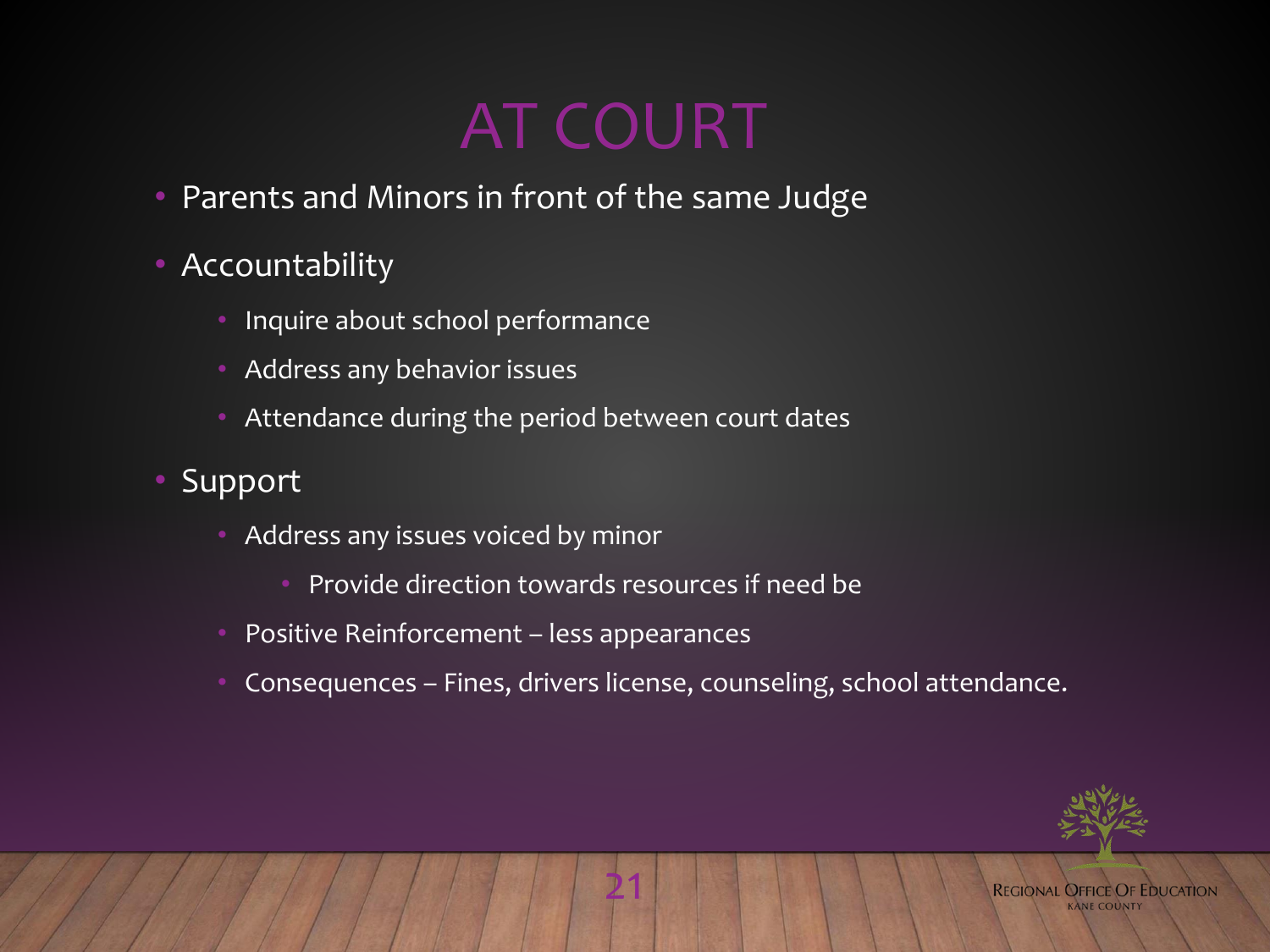# AT COURT

- Parents and Minors in front of the same Judge
- Accountability
  - Inquire about school performance
  - Address any behavior issues
  - Attendance during the period between court dates
- Support
  - Address any issues voiced by minor
    - Provide direction towards resources if need be
  - Positive Reinforcement – less appearances
  - Consequences – Fines, drivers license, counseling, school attendance.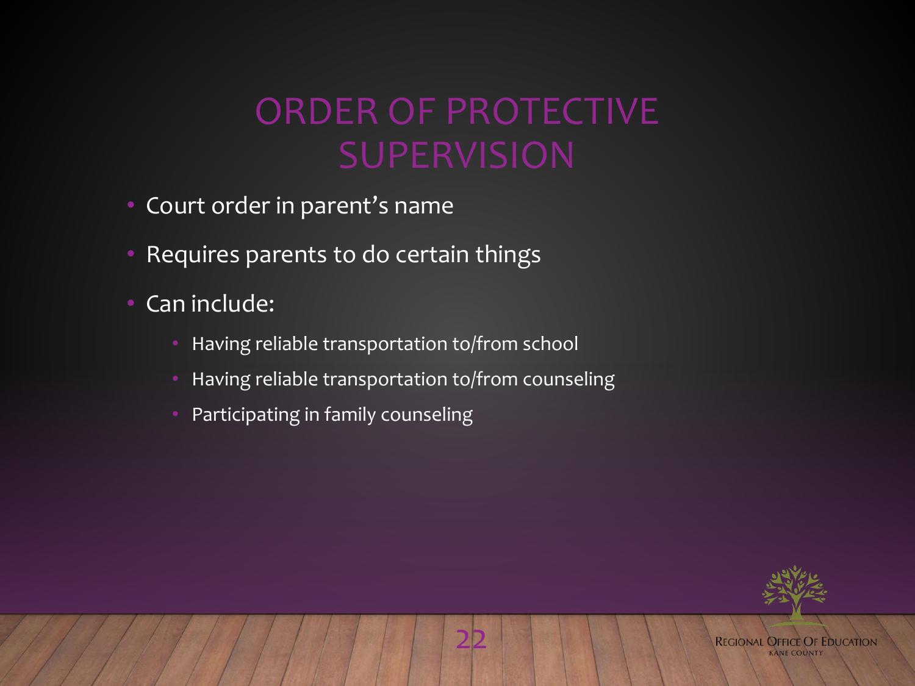# ORDER OF PROTECTIVE SUPERVISION

- Court order in parent's name
- Requires parents to do certain things
- Can include:
  - Having reliable transportation to/from school
  - Having reliable transportation to/from counseling
  - Participating in family counseling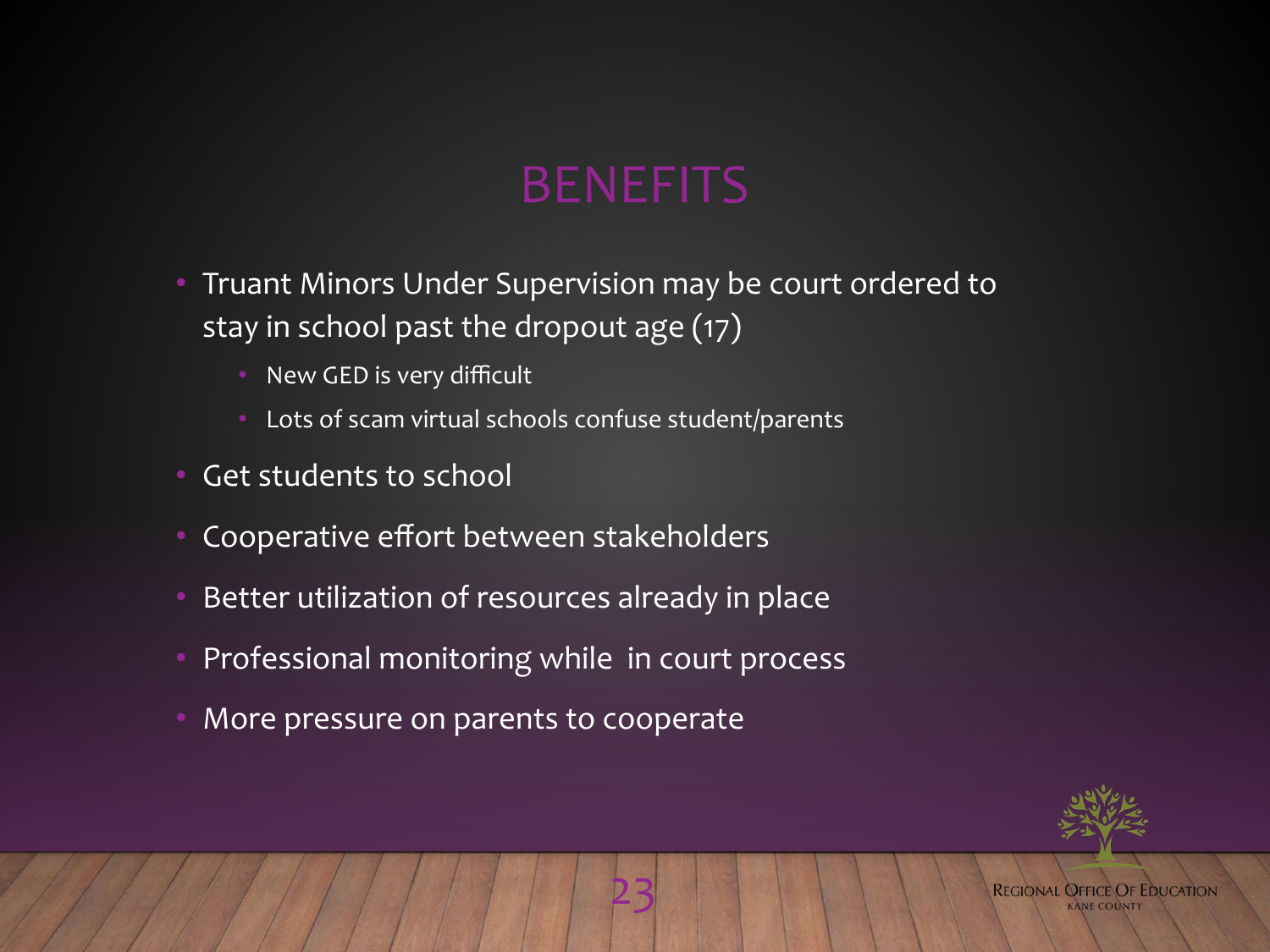# BENEFITS

- Truant Minors Under Supervision may be court ordered to stay in school past the dropout age (17)
  - New GED is very difficult
  - Lots of scam virtual schools confuse student/parents
- Get students to school
- Cooperative effort between stakeholders
- Better utilization of resources already in place
- Professional monitoring while in court process
- More pressure on parents to cooperate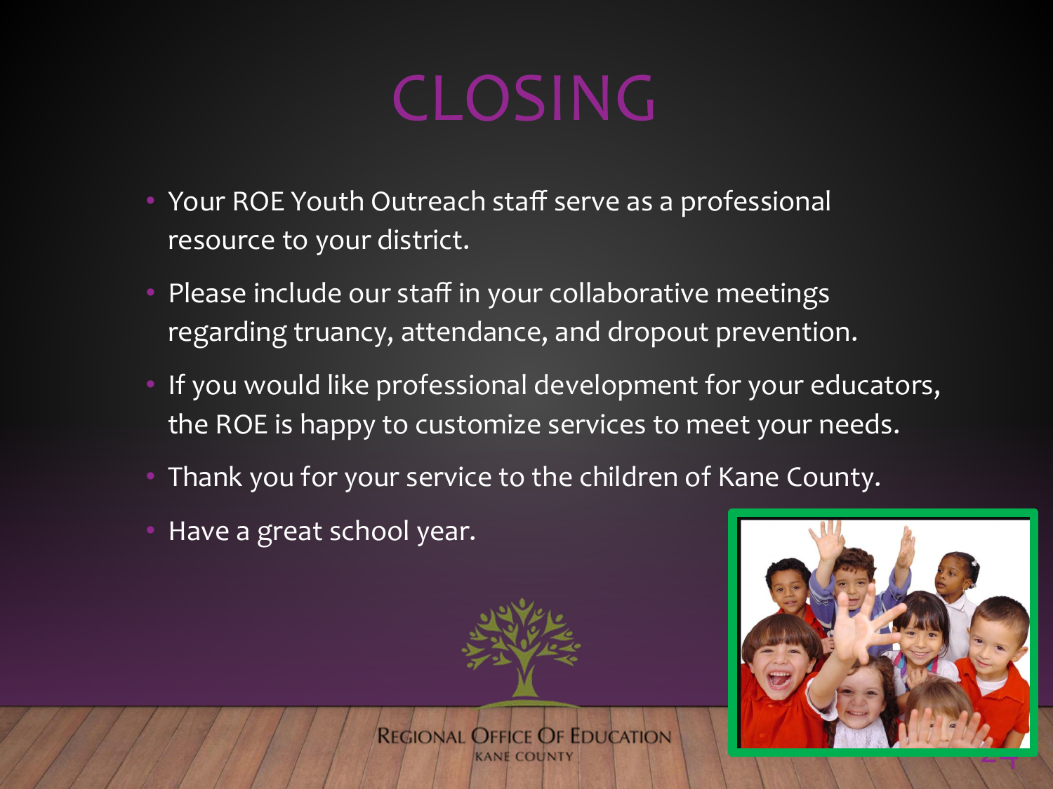# CLOSING

- Your ROE Youth Outreach staff serve as a professional resource to your district.
- Please include our staff in your collaborative meetings regarding truancy, attendance, and dropout prevention.
- If you would like professional development for your educators, the ROE is happy to customize services to meet your needs.
- Thank you for your service to the children of Kane County.
- Have a great school year.

REGIONAL OFFICE OF EDUCATION
KANE COUNTY